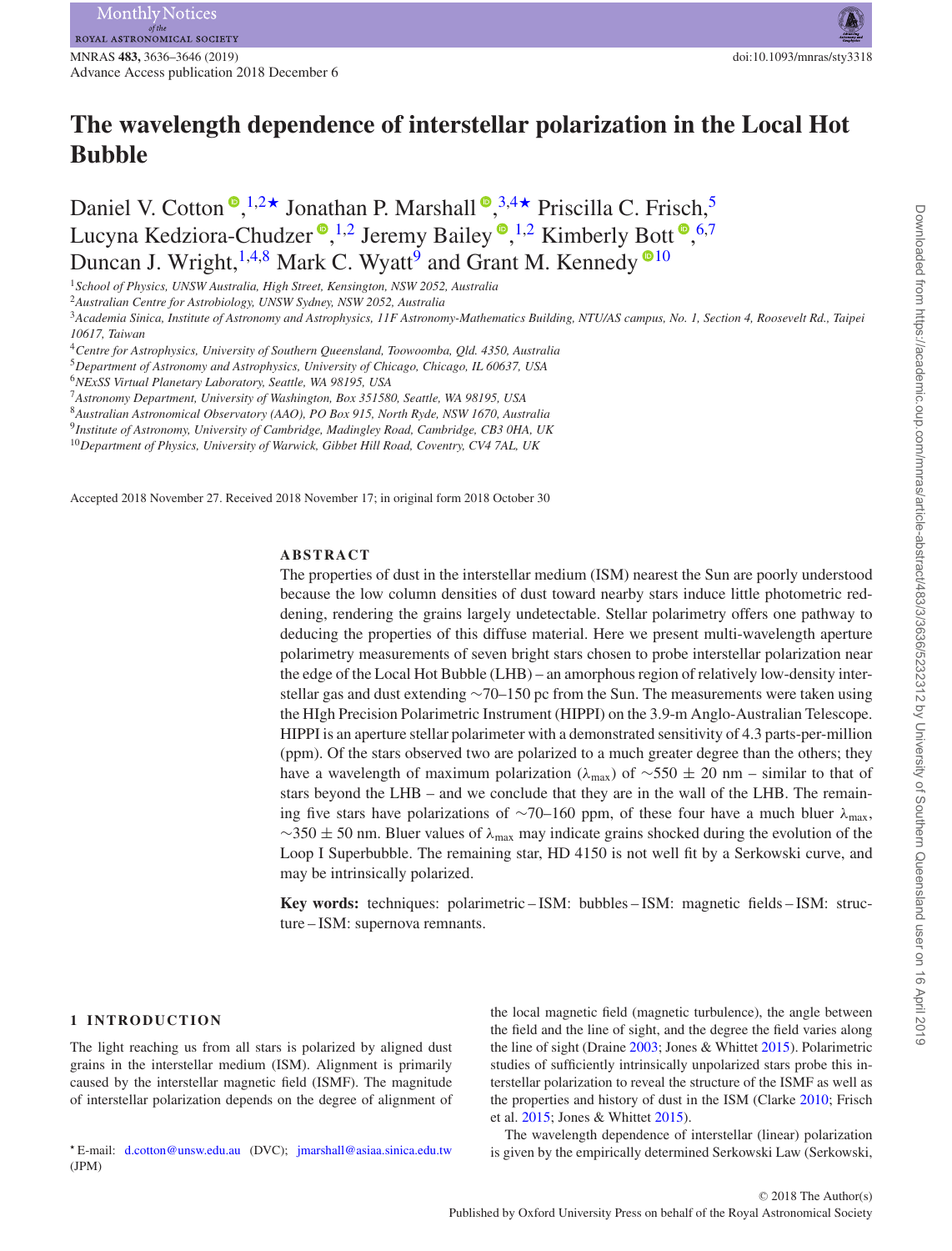# The wavelength dependence of interstellar polarization in the Local Hot Bubble

Daniel V. Cotton,[1,2★] Jonathan P. Marshall,[3,4★] Priscilla C. Frisch,[5] Lucyna Kedziora-Chudczer,[1,2] Jeremy Bailey,[1,2] Kimberly Bott,[6,7] Duncan J. Wright,[1,4,8] Mark C. Wyatt[9] and Grant M. Kennedy[10]

[1]School of Physics, UNSW Australia, High Street, Kensington, NSW 2052, Australia
[2]Australian Centre for Astrobiology, UNSW Sydney, NSW 2052, Australia
[3]Academia Sinica, Institute of Astronomy and Astrophysics, 11F Astronomy-Mathematics Building, NTU/AS campus, No. 1, Section 4, Roosevelt Rd., Taipei 10617, Taiwan
[4]Centre for Astrophysics, University of Southern Queensland, Toowoomba, Qld. 4350, Australia
[5]Department of Astronomy and Astrophysics, University of Chicago, Chicago, IL 60637, USA
[6]NExSS Virtual Planetary Laboratory, Seattle, WA 98195, USA
[7]Astronomy Department, University of Washington, Box 351580, Seattle, WA 98195, USA
[8]Australian Astronomical Observatory (AAO), PO Box 915, North Ryde, NSW 1670, Australia
[9]Institute of Astronomy, University of Cambridge, Madingley Road, Cambridge, CB3 0HA, UK
[10]Department of Physics, University of Warwick, Gibbet Hill Road, Coventry, CV4 7AL, UK

Accepted 2018 November 27. Received 2018 November 17; in original form 2018 October 30

## ABSTRACT

The properties of dust in the interstellar medium (ISM) nearest the Sun are poorly understood because the low column densities of dust toward nearby stars induce little photometric reddening, rendering the grains largely undetectable. Stellar polarimetry offers one pathway to deducing the properties of this diffuse material. Here we present multi-wavelength aperture polarimetry measurements of seven bright stars chosen to probe interstellar polarization near the edge of the Local Hot Bubble (LHB) – an amorphous region of relatively low-density interstellar gas and dust extending ~70–150 pc from the Sun. The measurements were taken using the HIgh Precision Polarimetric Instrument (HIPPI) on the 3.9-m Anglo-Australian Telescope. HIPPI is an aperture stellar polarimeter with a demonstrated sensitivity of 4.3 parts-per-million (ppm). Of the stars observed two are polarized to a much greater degree than the others; they have a wavelength of maximum polarization ($\lambda_{\rm max}$) of ~550 ± 20 nm – similar to that of stars beyond the LHB – and we conclude that they are in the wall of the LHB. The remaining five stars have polarizations of ~70–160 ppm, of these four have a much bluer $\lambda_{\rm max}$, ~350 ± 50 nm. Bluer values of $\lambda_{\rm max}$ may indicate grains shocked during the evolution of the Loop I Superbubble. The remaining star, HD 4150 is not well fit by a Serkowski curve, and may be intrinsically polarized.

**Key words:** techniques: polarimetric – ISM: bubbles – ISM: magnetic fields – ISM: structure – ISM: supernova remnants.

## 1 INTRODUCTION

The light reaching us from all stars is polarized by aligned dust grains in the interstellar medium (ISM). Alignment is primarily caused by the interstellar magnetic field (ISMF). The magnitude of interstellar polarization depends on the degree of alignment of the local magnetic field (magnetic turbulence), the angle between the field and the line of sight, and the degree the field varies along the line of sight (Draine 2003; Jones & Whittet 2015). Polarimetric studies of sufficiently intrinsically unpolarized stars probe this interstellar polarization to reveal the structure of the ISMF as well as the properties and history of dust in the ISM (Clarke 2010; Frisch et al. 2015; Jones & Whittet 2015).

The wavelength dependence of interstellar (linear) polarization is given by the empirically determined Serkowski Law (Serkowski,

★ E-mail: d.cotton@unsw.edu.au (DVC); jmarshall@asiaa.sinica.edu.tw (JPM)

© 2018 The Author(s)
Published by Oxford University Press on behalf of the Royal Astronomical Society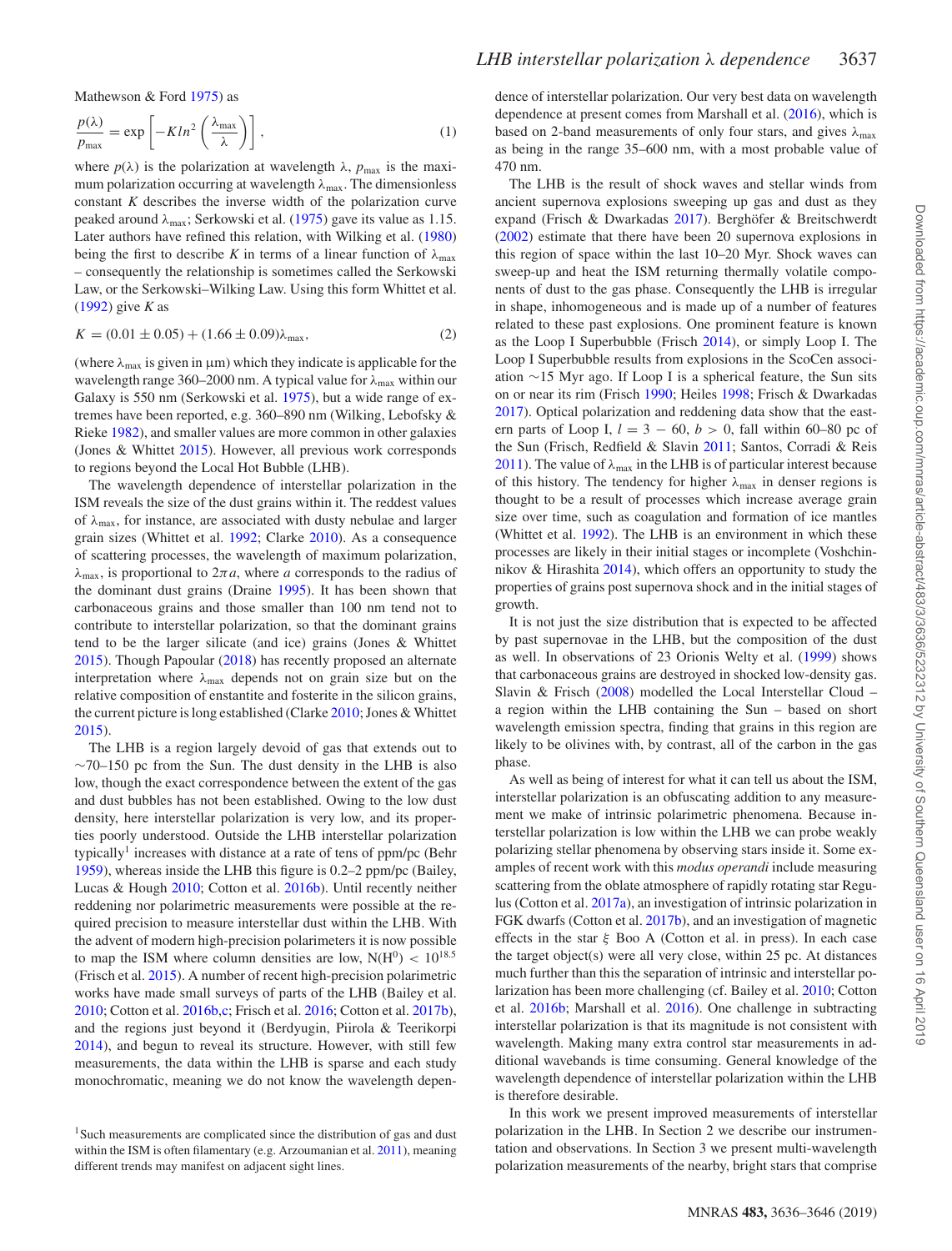Mathewson & Ford 1975) as

$$\frac{p(\lambda)}{p_{\max}} = \exp\left[-K ln^2\left(\frac{\lambda_{\max}}{\lambda}\right)\right], \quad (1)$$

where $p(\lambda)$ is the polarization at wavelength $\lambda$, $p_{\max}$ is the maximum polarization occurring at wavelength $\lambda_{\max}$. The dimensionless constant $K$ describes the inverse width of the polarization curve peaked around $\lambda_{\max}$; Serkowski et al. (1975) gave its value as 1.15. Later authors have refined this relation, with Wilking et al. (1980) being the first to describe $K$ in terms of a linear function of $\lambda_{\max}$ – consequently the relationship is sometimes called the Serkowski Law, or the Serkowski–Wilking Law. Using this form Whittet et al. (1992) give $K$ as

$$K = (0.01 \pm 0.05) + (1.66 \pm 0.09)\lambda_{\max}, \quad (2)$$

(where $\lambda_{\max}$ is given in μm) which they indicate is applicable for the wavelength range 360–2000 nm. A typical value for $\lambda_{\max}$ within our Galaxy is 550 nm (Serkowski et al. 1975), but a wide range of extremes have been reported, e.g. 360–890 nm (Wilking, Lebofsky & Rieke 1982), and smaller values are more common in other galaxies (Jones & Whittet 2015). However, all previous work corresponds to regions beyond the Local Hot Bubble (LHB).

The wavelength dependence of interstellar polarization in the ISM reveals the size of the dust grains within it. The reddest values of $\lambda_{\max}$, for instance, are associated with dusty nebulae and larger grain sizes (Whittet et al. 1992; Clarke 2010). As a consequence of scattering processes, the wavelength of maximum polarization, $\lambda_{\max}$, is proportional to $2\pi a$, where $a$ corresponds to the radius of the dominant dust grains (Draine 1995). It has been shown that carbonaceous grains and those smaller than 100 nm tend not to contribute to interstellar polarization, so that the dominant grains tend to be the larger silicate (and ice) grains (Jones & Whittet 2015). Though Papoular (2018) has recently proposed an alternate interpretation where $\lambda_{\max}$ depends not on grain size but on the relative composition of enstantite and fosterite in the silicon grains, the current picture is long established (Clarke 2010; Jones & Whittet 2015).

The LHB is a region largely devoid of gas that extends out to ~70–150 pc from the Sun. The dust density in the LHB is also low, though the exact correspondence between the extent of the gas and dust bubbles has not been established. Owing to the low dust density, here interstellar polarization is very low, and its properties poorly understood. Outside the LHB interstellar polarization typically[1] increases with distance at a rate of tens of ppm/pc (Behr 1959), whereas inside the LHB this figure is 0.2–2 ppm/pc (Bailey, Lucas & Hough 2010; Cotton et al. 2016b). Until recently neither reddening nor polarimetric measurements were possible at the required precision to measure interstellar dust within the LHB. With the advent of modern high-precision polarimeters it is now possible to map the ISM where column densities are low, $N(H^0) < 10^{18.5}$ (Frisch et al. 2015). A number of recent high-precision polarimetric works have made small surveys of parts of the LHB (Bailey et al. 2010; Cotton et al. 2016b,c; Frisch et al. 2016; Cotton et al. 2017b), and the regions just beyond it (Berdyugin, Piirola & Teerikorpi 2014), and begun to reveal its structure. However, with still few measurements, the data within the LHB is sparse and each study monochromatic, meaning we do not know the wavelength dependence of interstellar polarization. Our very best data on wavelength dependence at present comes from Marshall et al. (2016), which is based on 2-band measurements of only four stars, and gives $\lambda_{\max}$ as being in the range 35–600 nm, with a most probable value of 470 nm.

The LHB is the result of shock waves and stellar winds from ancient supernova explosions sweeping up gas and dust as they expand (Frisch & Dwarkadas 2017). Berghöfer & Breitschwerdt (2002) estimate that there have been 20 supernova explosions in this region of space within the last 10–20 Myr. Shock waves can sweep-up and heat the ISM returning thermally volatile components of dust to the gas phase. Consequently the LHB is irregular in shape, inhomogeneous and is made up of a number of features related to these past explosions. One prominent feature is known as the Loop I Superbubble (Frisch 2014), or simply Loop I. The Loop I Superbubble results from explosions in the ScoCen association ~15 Myr ago. If Loop I is a spherical feature, the Sun sits on or near its rim (Frisch 1990; Heiles 1998; Frisch & Dwarkadas 2017). Optical polarization and reddening data show that the eastern parts of Loop I, $l = 3 - 60$, $b > 0$, fall within 60–80 pc of the Sun (Frisch, Redfield & Slavin 2011; Santos, Corradi & Reis 2011). The value of $\lambda_{\max}$ in the LHB is of particular interest because of this history. The tendency for higher $\lambda_{\max}$ in denser regions is thought to be a result of processes which increase average grain size over time, such as coagulation and formation of ice mantles (Whittet et al. 1992). The LHB is an environment in which these processes are likely in their initial stages or incomplete (Voshchinnikov & Hirashita 2014), which offers an opportunity to study the properties of grains post supernova shock and in the initial stages of growth.

It is not just the size distribution that is expected to be affected by past supernovae in the LHB, but the composition of the dust as well. In observations of 23 Orionis Welty et al. (1999) shows that carbonaceous grains are destroyed in shocked low-density gas. Slavin & Frisch (2008) modelled the Local Interstellar Cloud – a region within the LHB containing the Sun – based on short wavelength emission spectra, finding that grains in this region are likely to be olivines with, by contrast, all of the carbon in the gas phase.

As well as being of interest for what it can tell us about the ISM, interstellar polarization is an obfuscating addition to any measurement we make of intrinsic polarimetric phenomena. Because interstellar polarization is low within the LHB we can probe weakly polarizing stellar phenomena by observing stars inside it. Some examples of recent work with this *modus operandi* include measuring scattering from the oblate atmosphere of rapidly rotating star Regulus (Cotton et al. 2017a), an investigation of intrinsic polarization in FGK dwarfs (Cotton et al. 2017b), and an investigation of magnetic effects in the star ξ Boo A (Cotton et al. in press). In each case the target object(s) were all very close, within 25 pc. At distances much further than this the separation of intrinsic and interstellar polarization has been more challenging (cf. Bailey et al. 2010; Cotton et al. 2016b; Marshall et al. 2016). One challenge in subtracting interstellar polarization is that its magnitude is not consistent with wavelength. Making many extra control star measurements in additional wavebands is time consuming. General knowledge of the wavelength dependence of interstellar polarization within the LHB is therefore desirable.

In this work we present improved measurements of interstellar polarization in the LHB. In Section 2 we describe our instrumentation and observations. In Section 3 we present multi-wavelength polarization measurements of the nearby, bright stars that comprise

[1] Such measurements are complicated since the distribution of gas and dust within the ISM is often filamentary (e.g. Arzoumanian et al. 2011), meaning different trends may manifest on adjacent sight lines.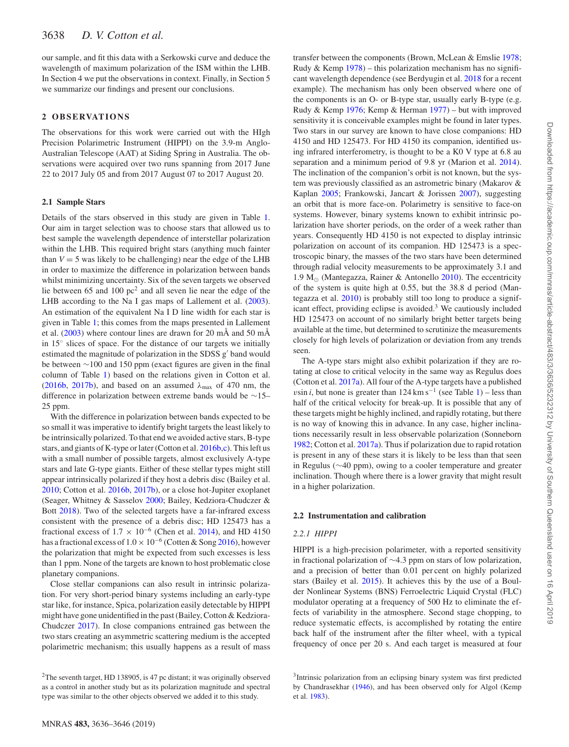our sample, and fit this data with a Serkowski curve and deduce the wavelength of maximum polarization of the ISM within the LHB. In Section 4 we put the observations in context. Finally, in Section 5 we summarize our findings and present our conclusions.

## 2 OBSERVATIONS

The observations for this work were carried out with the HIgh Precision Polarimetric Instrument (HIPPI) on the 3.9-m Anglo-Australian Telescope (AAT) at Siding Spring in Australia. The observations were acquired over two runs spanning from 2017 June 22 to 2017 July 05 and from 2017 August 07 to 2017 August 20.

### 2.1 Sample Stars

Details of the stars observed in this study are given in Table 1. Our aim in target selection was to choose stars that allowed us to best sample the wavelength dependence of interstellar polarization within the LHB. This required bright stars (anything much fainter than $V = 5$ was likely to be challenging) near the edge of the LHB in order to maximize the difference in polarization between bands whilst minimizing uncertainty. Six of the seven targets we observed lie between 65 and 100 pc[2] and all seven lie near the edge of the LHB according to the Na I gas maps of Lallement et al. (2003). An estimation of the equivalent Na I D line width for each star is given in Table 1; this comes from the maps presented in Lallement et al. (2003) where contour lines are drawn for 20 mÅ and 50 mÅ in 15° slices of space. For the distance of our targets we initially estimated the magnitude of polarization in the SDSS g′ band would be between ~100 and 150 ppm (exact figures are given in the final column of Table 1) based on the relations given in Cotton et al. (2016b, 2017b), and based on an assumed $\lambda_{max}$ of 470 nm, the difference in polarization between extreme bands would be ~15–25 ppm.

With the difference in polarization between bands expected to be so small it was imperative to identify bright targets the least likely to be intrinsically polarized. To that end we avoided active stars, B-type stars, and giants of K-type or later (Cotton et al. 2016b,c). This left us with a small number of possible targets, almost exclusively A-type stars and late G-type giants. Either of these stellar types might still appear intrinsically polarized if they host a debris disc (Bailey et al. 2010; Cotton et al. 2016b, 2017b), or a close hot-Jupiter exoplanet (Seager, Whitney & Sasselov 2000; Bailey, Kedziora-Chudczer & Bott 2018). Two of the selected targets have a far-infrared excess consistent with the presence of a debris disc; HD 125473 has a fractional excess of $1.7 \times 10^{-6}$ (Chen et al. 2014), and HD 4150 has a fractional excess of $1.0 \times 10^{-6}$ (Cotten & Song 2016), however the polarization that might be expected from such excesses is less than 1 ppm. None of the targets are known to host problematic close planetary companions.

Close stellar companions can also result in intrinsic polarization. For very short-period binary systems including an early-type star like, for instance, Spica, polarization easily detectable by HIPPI might have gone unidentified in the past (Bailey, Cotton & Kedziora-Chudczer 2017). In close companions entrained gas between the two stars creating an asymmetric scattering medium is the accepted polarimetric mechanism; this usually happens as a result of mass transfer between the components (Brown, McLean & Emslie 1978; Rudy & Kemp 1978) – this polarization mechanism has no significant wavelength dependence (see Berdyugin et al. 2018 for a recent example). The mechanism has only been observed where one of the components is an O- or B-type star, usually early B-type (e.g. Rudy & Kemp 1976; Kemp & Herman 1977) – but with improved sensitivity it is conceivable examples might be found in later types. Two stars in our survey are known to have close companions: HD 4150 and HD 125473. For HD 4150 its companion, identified using infrared interferometry, is thought to be a K0 V type at 6.8 au separation and a minimum period of 9.8 yr (Marion et al. 2014). The inclination of the companion's orbit is not known, but the system was previously classified as an astrometric binary (Makarov & Kaplan 2005; Frankowski, Jancart & Jorissen 2007), suggesting an orbit that is more face-on. Polarimetry is sensitive to face-on systems. However, binary systems known to exhibit intrinsic polarization have shorter periods, on the order of a week rather than years. Consequently HD 4150 is not expected to display intrinsic polarization on account of its companion. HD 125473 is a spectroscopic binary, the masses of the two stars have been determined through radial velocity measurements to be approximately 3.1 and 1.9 $M_{\odot}$ (Mantegazza, Rainer & Antonello 2010). The eccentricity of the system is quite high at 0.55, but the 38.8 d period (Mantegazza et al. 2010) is probably still too long to produce a significant eclipse effect, providing eclipse is avoided.[3] We cautiously included HD 125473 on account of no similarly bright better targets being available at the time, but determined to scrutinize the measurements closely for high levels of polarization or deviation from any trends seen.

The A-type stars might also exhibit polarization if they are rotating at close to critical velocity in the same way as Regulus does (Cotton et al. 2017a). All four of the A-type targets have a published $v\sin i$, but none is greater than 124 km s$^{-1}$ (see Table 1) – less than half of the critical velocity for break-up. It is possible that any of these targets might be highly inclined, and rapidly rotating, but there is no way of knowing this in advance. In any case, higher inclinations necessarily result in less observable polarization (Sonneborn 1982; Cotton et al. 2017a). Thus if polarization due to rapid rotation is present in any of these stars it is likely to be less than that seen in Regulus (~40 ppm), owing to a cooler temperature and greater inclination. Though where there is a lower gravity that might result in a higher polarization.

### 2.2 Instrumentation and calibration

#### 2.2.1 HIPPI

HIPPI is a high-precision polarimeter, with a reported sensitivity in fractional polarization of ~4.3 ppm on stars of low polarization, and a precision of better than 0.01 per cent on highly polarized stars (Bailey et al. 2015). It achieves this by the use of a Boulder Nonlinear Systems (BNS) Ferroelectric Liquid Crystal (FLC) modulator operating at a frequency of 500 Hz to eliminate the effects of variability in the atmosphere. Second stage chopping, to reduce systematic effects, is accomplished by rotating the entire back half of the instrument after the filter wheel, with a typical frequency of once per 20 s. And each target is measured at four

[2] The seventh target, HD 138905, is 47 pc distant; it was originally observed as a control in another study but as its polarization magnitude and spectral type was similar to the other objects observed we added it to this study.

[3] Intrinsic polarization from an eclipsing binary system was first predicted by Chandrasekhar (1946), and has been observed only for Algol (Kemp et al. 1983).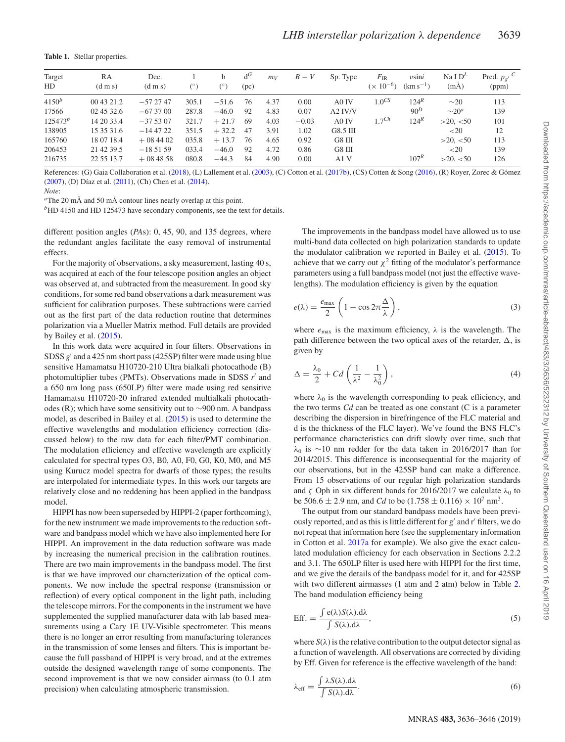**Table 1.** Stellar properties.

| Target HD | RA (d m s) | Dec. (d m s) | l (°) | b (°) | $d^G$ (pc) | $m_V$ | $B-V$ | Sp. Type | $F_{\rm IR}$ ($\times 10^{-6}$) | $v\sin i$ (km s$^{-1}$) | Na I D$^L$ (mÅ) | Pred. $p_{g'}$ $^C$ (ppm) |
|---|---|---|---|---|---|---|---|---|---|---|---|---|
| 4150$^b$ | 00 43 21.2 | −57 27 47 | 305.1 | −51.6 | 76 | 4.37 | 0.00 | A0 IV | 1.0$^{CS}$ | 124$^R$ | ∼20 | 113 |
| 17566 | 02 45 32.6 | −67 37 00 | 287.8 | −46.0 | 92 | 4.83 | 0.07 | A2 IV/V | | 90$^D$ | ∼20$^a$ | 139 |
| 125473$^b$ | 14 20 33.4 | −37 53 07 | 321.7 | +21.7 | 69 | 4.03 | −0.03 | A0 IV | 1.7$^{Ch}$ | 124$^R$ | >20, <50 | 101 |
| 138905 | 15 35 31.6 | −14 47 22 | 351.5 | +32.2 | 47 | 3.91 | 1.02 | G8.5 III | | | <20 | 12 |
| 165760 | 18 07 18.4 | +08 44 02 | 035.8 | +13.7 | 76 | 4.65 | 0.92 | G8 III | | | >20, <50 | 113 |
| 206453 | 21 42 39.5 | −18 51 59 | 033.4 | −46.0 | 92 | 4.72 | 0.86 | G8 III | | | <20 | 139 |
| 216735 | 22 55 13.7 | +08 48 58 | 080.8 | −44.3 | 84 | 4.90 | 0.00 | A1 V | | 107$^R$ | >20, <50 | 126 |

References: (G) Gaia Collaboration et al. (2018), (L) Lallement et al. (2003), (C) Cotton et al. (2017b), (CS) Cotten & Song (2016), (R) Royer, Zorec & Gómez (2007), (D) Díaz et al. (2011), (Ch) Chen et al. (2014).

*Note*:

[a]The 20 mÅ and 50 mÅ contour lines nearly overlap at this point.

[b]HD 4150 and HD 125473 have secondary components, see the text for details.

different position angles (*PA*s): 0, 45, 90, and 135 degrees, where the redundant angles facilitate the easy removal of instrumental effects.

For the majority of observations, a sky measurement, lasting 40 s, was acquired at each of the four telescope position angles an object was observed at, and subtracted from the measurement. In good sky conditions, for some red band observations a dark measurement was sufficient for calibration purposes. These subtractions were carried out as the first part of the data reduction routine that determines polarization via a Mueller Matrix method. Full details are provided by Bailey et al. (2015).

In this work data were acquired in four filters. Observations in SDSS $g'$ and a 425 nm short pass (425SP) filter were made using blue sensitive Hamamatsu H10720-210 Ultra bialkali photocathode (B) photomultiplier tubes (PMTs). Observations made in SDSS $r'$ and a 650 nm long pass (650LP) filter were made using red sensitive Hamamatsu H10720-20 infrared extended multialkali photocathodes (R); which have some sensitivity out to ∼900 nm. A bandpass model, as described in Bailey et al. (2015) is used to determine the effective wavelengths and modulation efficiency correction (discussed below) to the raw data for each filter/PMT combination. The modulation efficiency and effective wavelength are explicitly calculated for spectral types O3, B0, A0, F0, G0, K0, M0, and M5 using Kurucz model spectra for dwarfs of those types; the results are interpolated for intermediate types. In this work our targets are relatively close and no reddening has been applied in the bandpass model.

HIPPI has now been superseded by HIPPI-2 (paper forthcoming), for the new instrument we made improvements to the reduction software and bandpass model which we have also implemented here for HIPPI. An improvement in the data reduction software was made by increasing the numerical precision in the calibration routines. There are two main improvements in the bandpass model. The first is that we have improved our characterization of the optical components. We now include the spectral response (transmission or reflection) of every optical component in the light path, including the telescope mirrors. For the components in the instrument we have supplemented the supplied manufacturer data with lab based measurements using a Cary 1E UV-Visible spectrometer. This means there is no longer an error resulting from manufacturing tolerances in the transmission of some lenses and filters. This is important because the full passband of HIPPI is very broad, and at the extremes outside the designed wavelength range of some components. The second improvement is that we now consider airmass (to 0.1 atm precision) when calculating atmospheric transmission.

The improvements in the bandpass model have allowed us to use multi-band data collected on high polarization standards to update the modulator calibration we reported in Bailey et al. (2015). To achieve that we carry out $\chi^2$ fitting of the modulator's performance parameters using a full bandpass model (not just the effective wavelengths). The modulation efficiency is given by the equation

$$e(\lambda) = \frac{e_{\rm max}}{2}\left(1 - \cos 2\pi\frac{\Delta}{\lambda}\right), \tag{3}$$

where $e_{\rm max}$ is the maximum efficiency, $\lambda$ is the wavelength. The path difference between the two optical axes of the retarder, $\Delta$, is given by

$$\Delta = \frac{\lambda_0}{2} + Cd\left(\frac{1}{\lambda^2} - \frac{1}{\lambda_0^2}\right), \tag{4}$$

where $\lambda_0$ is the wavelength corresponding to peak efficiency, and the two terms $Cd$ can be treated as one constant (C is a parameter describing the dispersion in birefringence of the FLC material and d is the thickness of the FLC layer). We've found the BNS FLC's performance characteristics can drift slowly over time, such that $\lambda_0$ is ∼10 nm redder for the data taken in 2016/2017 than for 2014/2015. This difference is inconsequential for the majority of our observations, but in the 425SP band can make a difference. From 15 observations of our regular high polarization standards and $\zeta$ Oph in six different bands for 2016/2017 we calculate $\lambda_0$ to be $506.6 \pm 2.9$ nm, and $Cd$ to be $(1.758 \pm 0.116) \times 10^7$ nm$^3$.

The output from our standard bandpass models have been previously reported, and as this is little different for g′ and r′ filters, we do not repeat that information here (see the supplementary information in Cotton et al. 2017a for example). We also give the exact calculated modulation efficiency for each observation in Sections 2.2.2 and 3.1. The 650LP filter is used here with HIPPI for the first time, and we give the details of the bandpass model for it, and for 425SP with two different airmasses (1 atm and 2 atm) below in Table 2. The band modulation efficiency being

$$\text{Eff.} = \frac{\int e(\lambda)S(\lambda).\text{d}\lambda}{\int S(\lambda).\text{d}\lambda}, \tag{5}$$

where $S(\lambda)$ is the relative contribution to the output detector signal as a function of wavelength. All observations are corrected by dividing by Eff. Given for reference is the effective wavelength of the band:

$$\lambda_{\rm eff} = \frac{\int \lambda S(\lambda).\text{d}\lambda}{\int S(\lambda).\text{d}\lambda}. \tag{6}$$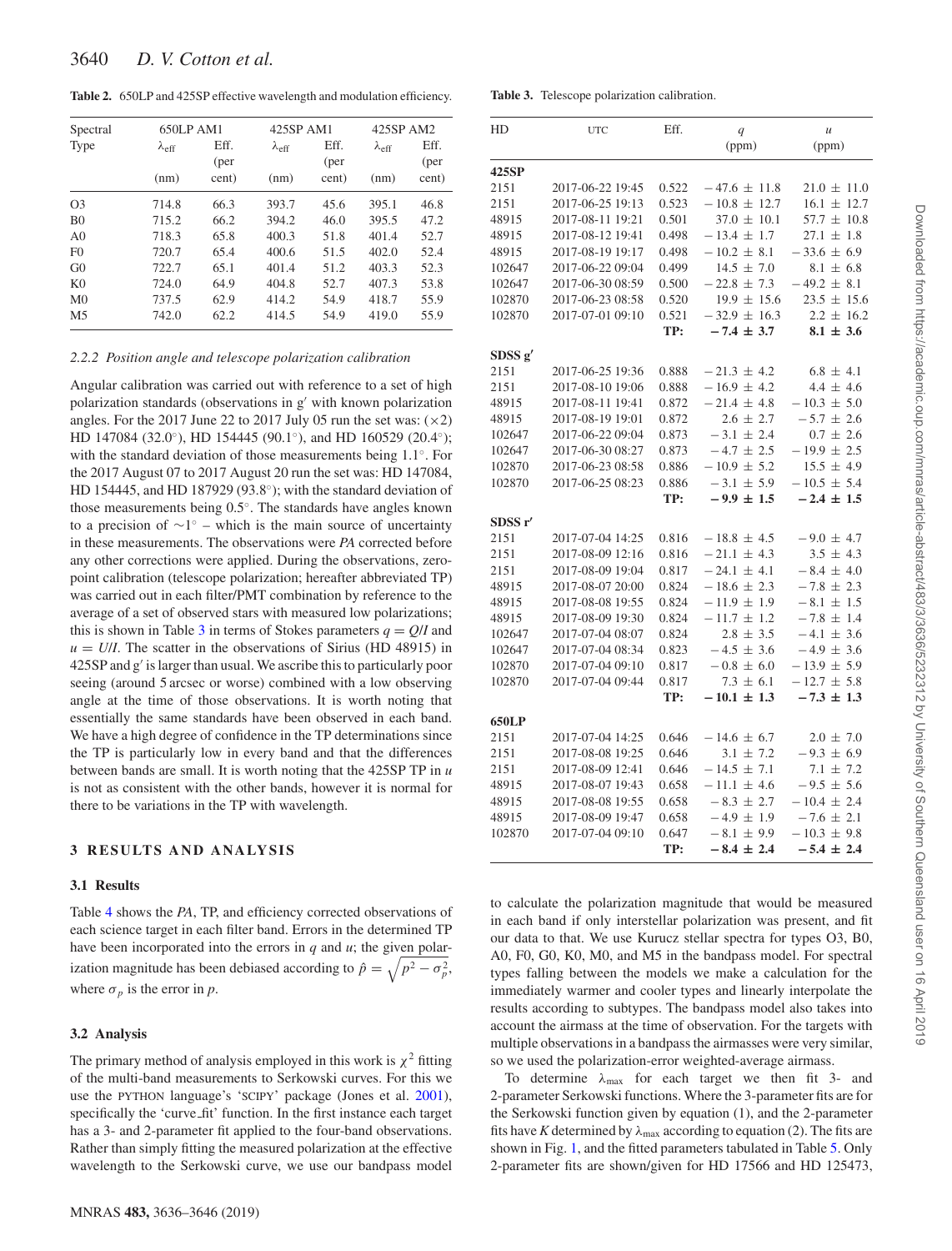**Table 2.** 650LP and 425SP effective wavelength and modulation efficiency.

| Spectral Type | 650LP AM1 | | 425SP AM1 | | 425SP AM2 | |
|---|---|---|---|---|---|---|
| | $\lambda_{\rm eff}$ (nm) | Eff. (per cent) | $\lambda_{\rm eff}$ (nm) | Eff. (per cent) | $\lambda_{\rm eff}$ (nm) | Eff. (per cent) |
| O3 | 714.8 | 66.3 | 393.7 | 45.6 | 395.1 | 46.8 |
| B0 | 715.2 | 66.2 | 394.2 | 46.0 | 395.5 | 47.2 |
| A0 | 718.3 | 65.8 | 400.3 | 51.8 | 401.4 | 52.7 |
| F0 | 720.7 | 65.4 | 400.6 | 51.5 | 402.0 | 52.4 |
| G0 | 722.7 | 65.1 | 401.4 | 51.2 | 403.3 | 52.3 |
| K0 | 724.0 | 64.9 | 404.8 | 52.7 | 407.3 | 53.8 |
| M0 | 737.5 | 62.9 | 414.2 | 54.9 | 418.7 | 55.9 |
| M5 | 742.0 | 62.2 | 414.5 | 54.9 | 419.0 | 55.9 |

### 2.2.2 Position angle and telescope polarization calibration

Angular calibration was carried out with reference to a set of high polarization standards (observations in $g'$ with known polarization angles. For the 2017 June 22 to 2017 July 05 run the set was: (×2) HD 147084 (32.0°), HD 154445 (90.1°), and HD 160529 (20.4°); with the standard deviation of those measurements being 1.1°. For the 2017 August 07 to 2017 August 20 run the set was: HD 147084, HD 154445, and HD 187929 (93.8°); with the standard deviation of those measurements being 0.5°. The standards have angles known to a precision of ∼1° – which is the main source of uncertainty in these measurements. The observations were *PA* corrected before any other corrections were applied. During the observations, zero-point calibration (telescope polarization; hereafter abbreviated TP) was carried out in each filter/PMT combination by reference to the average of a set of observed stars with measured low polarizations; this is shown in Table 3 in terms of Stokes parameters $q = Q/I$ and $u = U/I$. The scatter in the observations of Sirius (HD 48915) in 425SP and $g'$ is larger than usual. We ascribe this to particularly poor seeing (around 5 arcsec or worse) combined with a low observing angle at the time of those observations. It is worth noting that essentially the same standards have been observed in each band. We have a high degree of confidence in the TP determinations since the TP is particularly low in every band and that the differences between bands are small. It is worth noting that the 425SP TP in $u$ is not as consistent with the other bands, however it is normal for there to be variations in the TP with wavelength.

**Table 3.** Telescope polarization calibration.

| HD | UTC | Eff. | $q$ (ppm) | $u$ (ppm) |
|---|---|---|---|---|
| **425SP** | | | | |
| 2151 | 2017-06-22 19:45 | 0.522 | − 47.6 ± 11.8 | 21.0 ± 11.0 |
| 2151 | 2017-06-25 19:13 | 0.523 | − 10.8 ± 12.7 | 16.1 ± 12.7 |
| 48915 | 2017-08-11 19:21 | 0.501 | 37.0 ± 10.1 | 57.7 ± 10.8 |
| 48915 | 2017-08-12 19:41 | 0.498 | − 13.4 ± 1.7 | 27.1 ± 1.8 |
| 48915 | 2017-08-19 19:17 | 0.498 | − 10.2 ± 8.1 | − 33.6 ± 6.9 |
| 102647 | 2017-06-22 09:04 | 0.499 | 14.5 ± 7.0 | 8.1 ± 6.8 |
| 102647 | 2017-06-30 08:59 | 0.500 | − 22.8 ± 7.3 | − 49.2 ± 8.1 |
| 102870 | 2017-06-23 08:58 | 0.520 | 19.9 ± 15.6 | 23.5 ± 15.6 |
| 102870 | 2017-07-01 09:10 | 0.521 | − 32.9 ± 16.3 | 2.2 ± 16.2 |
| | | **TP:** | **− 7.4 ± 3.7** | **8.1 ± 3.6** |
| **SDSS g′** | | | | |
| 2151 | 2017-06-25 19:36 | 0.888 | − 21.3 ± 4.2 | 6.8 ± 4.1 |
| 2151 | 2017-08-10 19:06 | 0.888 | − 16.9 ± 4.2 | 4.4 ± 4.6 |
| 48915 | 2017-08-11 19:41 | 0.872 | − 21.4 ± 4.8 | − 10.3 ± 5.0 |
| 48915 | 2017-08-19 19:01 | 0.872 | 2.6 ± 2.7 | − 5.7 ± 2.6 |
| 102647 | 2017-06-22 09:04 | 0.873 | − 3.1 ± 2.4 | 0.7 ± 2.6 |
| 102647 | 2017-06-30 08:27 | 0.873 | − 4.7 ± 2.5 | − 19.9 ± 2.5 |
| 102870 | 2017-06-23 08:58 | 0.886 | − 10.9 ± 5.2 | 15.5 ± 4.9 |
| 102870 | 2017-06-25 08:23 | 0.886 | − 3.1 ± 5.9 | − 10.5 ± 5.4 |
| | | **TP:** | **− 9.9 ± 1.5** | **− 2.4 ± 1.5** |
| **SDSS r′** | | | | |
| 2151 | 2017-07-04 14:25 | 0.816 | − 18.8 ± 4.5 | − 9.0 ± 4.7 |
| 2151 | 2017-08-09 12:16 | 0.816 | − 21.1 ± 4.3 | 3.5 ± 4.3 |
| 2151 | 2017-08-09 19:04 | 0.817 | − 24.1 ± 4.1 | − 8.4 ± 4.0 |
| 48915 | 2017-08-07 20:00 | 0.824 | − 18.6 ± 2.3 | − 7.8 ± 2.3 |
| 48915 | 2017-08-08 19:55 | 0.824 | − 11.9 ± 1.9 | − 8.1 ± 1.5 |
| 48915 | 2017-08-09 19:30 | 0.824 | − 11.7 ± 1.2 | − 7.8 ± 1.4 |
| 102647 | 2017-07-04 08:07 | 0.824 | 2.8 ± 3.5 | − 4.1 ± 3.6 |
| 102647 | 2017-07-04 08:34 | 0.823 | − 4.5 ± 3.6 | − 4.9 ± 3.6 |
| 102870 | 2017-07-04 09:10 | 0.817 | − 0.8 ± 6.0 | − 13.9 ± 5.9 |
| 102870 | 2017-07-04 09:44 | 0.817 | 7.3 ± 6.1 | − 12.7 ± 5.8 |
| | | **TP:** | **− 10.1 ± 1.3** | **− 7.3 ± 1.3** |
| **650LP** | | | | |
| 2151 | 2017-07-04 14:25 | 0.646 | − 14.6 ± 6.7 | 2.0 ± 7.0 |
| 2151 | 2017-08-08 19:25 | 0.646 | 3.1 ± 7.2 | − 9.3 ± 6.9 |
| 2151 | 2017-08-09 12:41 | 0.646 | − 14.5 ± 7.1 | 7.1 ± 7.2 |
| 48915 | 2017-08-07 19:43 | 0.658 | − 11.1 ± 4.6 | − 9.5 ± 5.6 |
| 48915 | 2017-08-08 19:55 | 0.658 | − 8.3 ± 2.7 | − 10.4 ± 2.4 |
| 48915 | 2017-08-09 19:47 | 0.658 | − 4.9 ± 1.9 | − 7.6 ± 2.1 |
| 102870 | 2017-07-04 09:10 | 0.647 | − 8.1 ± 9.9 | − 10.3 ± 9.8 |
| | | **TP:** | **− 8.4 ± 2.4** | **− 5.4 ± 2.4** |

## 3 RESULTS AND ANALYSIS

### 3.1 Results

Table 4 shows the *PA*, TP, and efficiency corrected observations of each science target in each filter band. Errors in the determined TP have been incorporated into the errors in $q$ and $u$; the given polarization magnitude has been debiased according to $\hat{p} = \sqrt{p^2 - \sigma_p^2}$, where $\sigma_p$ is the error in $p$.

### 3.2 Analysis

The primary method of analysis employed in this work is $\chi^2$ fitting of the multi-band measurements to Serkowski curves. For this we use the PYTHON language's 'SCIPY' package (Jones et al. 2001), specifically the 'curve_fit' function. In the first instance each target has a 3- and 2-parameter fit applied to the four-band observations. Rather than simply fitting the measured polarization at the effective wavelength to the Serkowski curve, we use our bandpass model to calculate the polarization magnitude that would be measured in each band if only interstellar polarization was present, and fit our data to that. We use Kurucz stellar spectra for types O3, B0, A0, F0, G0, K0, M0, and M5 in the bandpass model. For spectral types falling between the models we make a calculation for the immediately warmer and cooler types and linearly interpolate the results according to subtypes. The bandpass model also takes into account the airmass at the time of observation. For the targets with multiple observations in a bandpass the airmasses were very similar, so we used the polarization-error weighted-average airmass.

To determine $\lambda_{\rm max}$ for each target we then fit 3- and 2-parameter Serkowski functions. Where the 3-parameter fits are for the Serkowski function given by equation (1), and the 2-parameter fits have $K$ determined by $\lambda_{\rm max}$ according to equation (2). The fits are shown in Fig. 1, and the fitted parameters tabulated in Table 5. Only 2-parameter fits are shown/given for HD 17566 and HD 125473,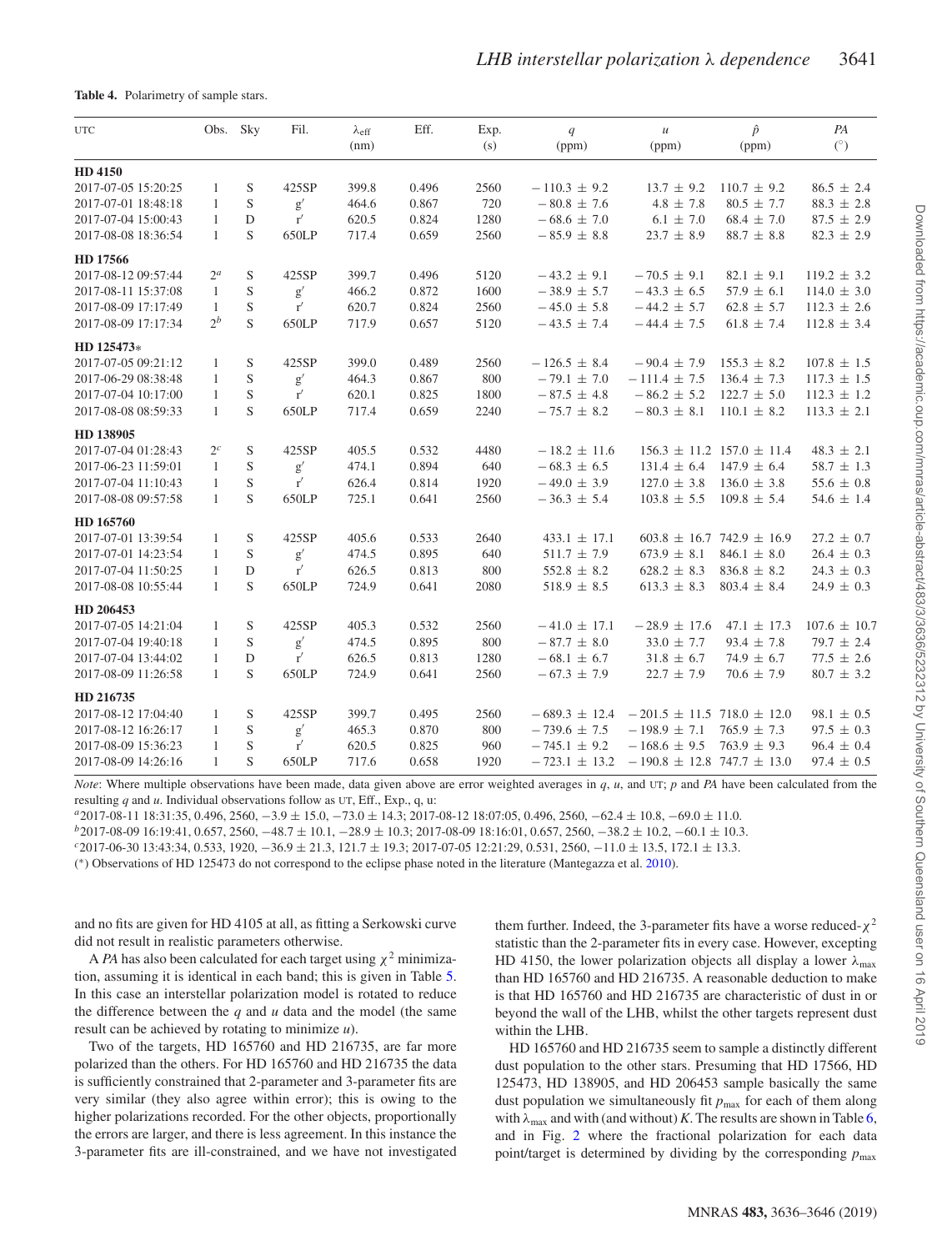**Table 4.** Polarimetry of sample stars.

| UTC | Obs. | Sky | Fil. | $\lambda_{\rm eff}$ (nm) | Eff. | Exp. (s) | $q$ (ppm) | $u$ (ppm) | $\hat{p}$ (ppm) | $PA$ (°) |
|---|---|---|---|---|---|---|---|---|---|---|
| **HD 4150** | | | | | | | | | | |
| 2017-07-05 15:20:25 | 1 | S | 425SP | 399.8 | 0.496 | 2560 | −110.3 ± 9.2 | 13.7 ± 9.2 | 110.7 ± 9.2 | 86.5 ± 2.4 |
| 2017-07-01 18:48:18 | 1 | S | g′ | 464.6 | 0.867 | 720 | −80.8 ± 7.6 | 4.8 ± 7.8 | 80.5 ± 7.7 | 88.3 ± 2.8 |
| 2017-07-04 15:00:43 | 1 | D | r′ | 620.5 | 0.824 | 1280 | −68.6 ± 7.0 | 6.1 ± 7.0 | 68.4 ± 7.0 | 87.5 ± 2.9 |
| 2017-08-08 18:36:54 | 1 | S | 650LP | 717.4 | 0.659 | 2560 | −85.9 ± 8.8 | 23.7 ± 8.9 | 88.7 ± 8.8 | 82.3 ± 2.9 |
| **HD 17566** | | | | | | | | | | |
| 2017-08-12 09:57:44 | 2[a] | S | 425SP | 399.7 | 0.496 | 5120 | −43.2 ± 9.1 | −70.5 ± 9.1 | 82.1 ± 9.1 | 119.2 ± 3.2 |
| 2017-08-11 15:37:08 | 1 | S | g′ | 466.2 | 0.872 | 1600 | −38.9 ± 5.7 | −43.3 ± 6.5 | 57.9 ± 6.1 | 114.0 ± 3.0 |
| 2017-08-09 17:17:49 | 1 | S | r′ | 620.7 | 0.824 | 2560 | −45.0 ± 5.8 | −44.2 ± 5.7 | 62.8 ± 5.7 | 112.3 ± 2.6 |
| 2017-08-09 17:17:34 | 2[b] | S | 650LP | 717.9 | 0.657 | 5120 | −43.5 ± 7.4 | −44.4 ± 7.5 | 61.8 ± 7.4 | 112.8 ± 3.4 |
| **HD 125473*** | | | | | | | | | | |
| 2017-07-05 09:21:12 | 1 | S | 425SP | 399.0 | 0.489 | 2560 | −126.5 ± 8.4 | −90.4 ± 7.9 | 155.3 ± 8.2 | 107.8 ± 1.5 |
| 2017-06-29 08:38:48 | 1 | S | g′ | 464.3 | 0.867 | 800 | −79.1 ± 7.0 | −111.4 ± 7.5 | 136.4 ± 7.3 | 117.3 ± 1.5 |
| 2017-07-04 10:17:00 | 1 | S | r′ | 620.1 | 0.825 | 1800 | −87.5 ± 4.8 | −86.2 ± 5.2 | 122.7 ± 5.0 | 112.3 ± 1.2 |
| 2017-08-08 08:59:33 | 1 | S | 650LP | 717.4 | 0.659 | 2240 | −75.7 ± 8.2 | −80.3 ± 8.1 | 110.1 ± 8.2 | 113.3 ± 2.1 |
| **HD 138905** | | | | | | | | | | |
| 2017-07-04 01:28:43 | 2[c] | S | 425SP | 405.5 | 0.532 | 4480 | −18.2 ± 11.6 | 156.3 ± 11.2 | 157.0 ± 11.4 | 48.3 ± 2.1 |
| 2017-06-23 11:59:01 | 1 | S | g′ | 474.1 | 0.894 | 640 | −68.3 ± 6.5 | 131.4 ± 6.4 | 147.9 ± 6.4 | 58.7 ± 1.3 |
| 2017-07-04 11:10:43 | 1 | S | r′ | 626.4 | 0.814 | 1920 | −49.0 ± 3.9 | 127.0 ± 3.8 | 136.0 ± 3.8 | 55.6 ± 0.8 |
| 2017-08-08 09:57:58 | 1 | S | 650LP | 725.1 | 0.641 | 2560 | −36.3 ± 5.4 | 103.8 ± 5.5 | 109.8 ± 5.4 | 54.6 ± 1.4 |
| **HD 165760** | | | | | | | | | | |
| 2017-07-01 13:39:54 | 1 | S | 425SP | 405.6 | 0.533 | 2640 | 433.1 ± 17.1 | 603.8 ± 16.7 | 742.9 ± 16.9 | 27.2 ± 0.7 |
| 2017-07-01 14:23:54 | 1 | S | g′ | 474.5 | 0.895 | 640 | 511.7 ± 7.9 | 673.9 ± 8.1 | 846.1 ± 8.0 | 26.4 ± 0.3 |
| 2017-07-04 11:50:25 | 1 | D | r′ | 626.5 | 0.813 | 800 | 552.8 ± 8.2 | 628.2 ± 8.3 | 836.8 ± 8.2 | 24.3 ± 0.3 |
| 2017-08-08 10:55:44 | 1 | S | 650LP | 724.9 | 0.641 | 2080 | 518.9 ± 8.5 | 613.3 ± 8.3 | 803.4 ± 8.4 | 24.9 ± 0.3 |
| **HD 206453** | | | | | | | | | | |
| 2017-07-05 14:21:04 | 1 | S | 425SP | 405.3 | 0.532 | 2560 | −41.0 ± 17.1 | −28.9 ± 17.6 | 47.1 ± 17.3 | 107.6 ± 10.7 |
| 2017-07-04 19:40:18 | 1 | S | g′ | 474.5 | 0.895 | 800 | −87.7 ± 8.0 | 33.0 ± 7.7 | 93.4 ± 7.8 | 79.7 ± 2.4 |
| 2017-07-04 13:44:02 | 1 | D | r′ | 626.5 | 0.813 | 1280 | −68.1 ± 6.7 | 31.8 ± 6.7 | 74.9 ± 6.7 | 77.5 ± 2.6 |
| 2017-08-09 11:26:58 | 1 | S | 650LP | 724.9 | 0.641 | 2560 | −67.3 ± 7.9 | 22.7 ± 7.9 | 70.6 ± 7.9 | 80.7 ± 3.2 |
| **HD 216735** | | | | | | | | | | |
| 2017-08-12 17:04:40 | 1 | S | 425SP | 399.7 | 0.495 | 2560 | −689.3 ± 12.4 | −201.5 ± 11.5 | 718.0 ± 12.0 | 98.1 ± 0.5 |
| 2017-08-12 16:26:17 | 1 | S | g′ | 465.3 | 0.870 | 800 | −739.6 ± 7.5 | −198.9 ± 7.1 | 765.9 ± 7.3 | 97.5 ± 0.3 |
| 2017-08-09 15:36:23 | 1 | S | r′ | 620.5 | 0.825 | 960 | −745.1 ± 9.2 | −168.6 ± 9.5 | 763.9 ± 9.3 | 96.4 ± 0.4 |
| 2017-08-09 14:26:16 | 1 | S | 650LP | 717.6 | 0.658 | 1920 | −723.1 ± 13.2 | −190.8 ± 12.8 | 747.7 ± 13.0 | 97.4 ± 0.5 |

*Note*: Where multiple observations have been made, data given above are error weighted averages in $q$, $u$, and UT; $p$ and $PA$ have been calculated from the resulting $q$ and $u$. Individual observations follow as UT, Eff., Exp., q, u:

[a] 2017-08-11 18:31:35, 0.496, 2560, −3.9 ± 15.0, −73.0 ± 14.3; 2017-08-12 18:07:05, 0.496, 2560, −62.4 ± 10.8, −69.0 ± 11.0.

[b] 2017-08-09 16:19:41, 0.657, 2560, −48.7 ± 10.1, −28.9 ± 10.3; 2017-08-09 18:16:01, 0.657, 2560, −38.2 ± 10.2, −60.1 ± 10.3.

[c] 2017-06-30 13:43:34, 0.533, 1920, −36.9 ± 21.3, 121.7 ± 19.3; 2017-07-05 12:21:29, 0.531, 2560, −11.0 ± 13.5, 172.1 ± 13.3.

(*) Observations of HD 125473 do not correspond to the eclipse phase noted in the literature (Mantegazza et al. 2010).

and no fits are given for HD 4105 at all, as fitting a Serkowski curve did not result in realistic parameters otherwise.

A $PA$ has also been calculated for each target using $\chi^2$ minimization, assuming it is identical in each band; this is given in Table 5. In this case an interstellar polarization model is rotated to reduce the difference between the $q$ and $u$ data and the model (the same result can be achieved by rotating to minimize $u$).

Two of the targets, HD 165760 and HD 216735, are far more polarized than the others. For HD 165760 and HD 216735 the data is sufficiently constrained that 2-parameter and 3-parameter fits are very similar (they also agree within error); this is owing to the higher polarizations recorded. For the other objects, proportionally the errors are larger, and there is less agreement. In this instance the 3-parameter fits are ill-constrained, and we have not investigated them further. Indeed, the 3-parameter fits have a worse reduced-$\chi^2$ statistic than the 2-parameter fits in every case. However, excepting HD 4150, the lower polarization objects all display a lower $\lambda_{\rm max}$ than HD 165760 and HD 216735. A reasonable deduction to make is that HD 165760 and HD 216735 are characteristic of dust in or beyond the wall of the LHB, whilst the other targets represent dust within the LHB.

HD 165760 and HD 216735 seem to sample a distinctly different dust population to the other stars. Presuming that HD 17566, HD 125473, HD 138905, and HD 206453 sample basically the same dust population we simultaneously fit $p_{\rm max}$ for each of them along with $\lambda_{\rm max}$ and with (and without) $K$. The results are shown in Table 6, and in Fig. 2 where the fractional polarization for each data point/target is determined by dividing by the corresponding $p_{\rm max}$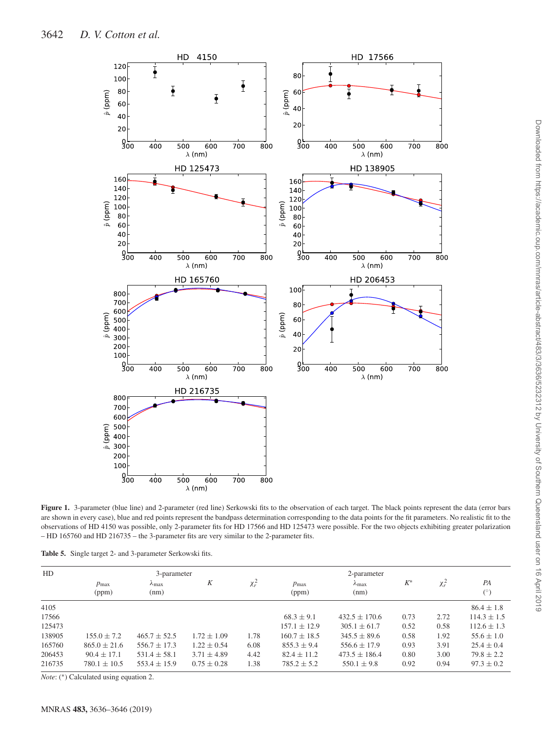**Figure 1.** 3-parameter (blue line) and 2-parameter (red line) Serkowski fits to the observation of each target. The black points represent the data (error bars are shown in every case), blue and red points represent the bandpass determination corresponding to the data points for the fit parameters. No realistic fit to the observations of HD 4150 was possible, only 2-parameter fits for HD 17566 and HD 125473 were possible. For the two objects exhibiting greater polarization – HD 165760 and HD 216735 – the 3-parameter fits are very similar to the 2-parameter fits.

**Table 5.** Single target 2- and 3-parameter Serkowski fits.

| HD | 3-parameter | | | | 2-parameter | | | | |
|---|---|---|---|---|---|---|---|---|---|
| | $p_{max}$ (ppm) | $\lambda_{max}$ (nm) | $K$ | $\chi^2_r$ | $p_{max}$ (ppm) | $\lambda_{max}$ (nm) | $K^*$ | $\chi^2_r$ | $PA$ (°) |
| 4105 | | | | | | | | | 86.4 ± 1.8 |
| 17566 | | | | | 68.3 ± 9.1 | 432.5 ± 170.6 | 0.73 | 2.72 | 114.3 ± 1.5 |
| 125473 | | | | | 157.1 ± 12.9 | 305.1 ± 61.7 | 0.52 | 0.58 | 112.6 ± 1.3 |
| 138905 | 155.0 ± 7.2 | 465.7 ± 52.5 | 1.72 ± 1.09 | 1.78 | 160.7 ± 18.5 | 345.5 ± 89.6 | 0.58 | 1.92 | 55.6 ± 1.0 |
| 165760 | 865.0 ± 21.6 | 556.7 ± 17.3 | 1.22 ± 0.54 | 6.08 | 855.3 ± 9.4 | 556.6 ± 17.9 | 0.93 | 3.91 | 25.4 ± 0.4 |
| 206453 | 90.4 ± 17.1 | 531.4 ± 58.1 | 3.71 ± 4.89 | 4.42 | 82.4 ± 11.2 | 473.5 ± 186.4 | 0.80 | 3.00 | 79.8 ± 2.2 |
| 216735 | 780.1 ± 10.5 | 553.4 ± 15.9 | 0.75 ± 0.28 | 1.38 | 785.2 ± 5.2 | 550.1 ± 9.8 | 0.92 | 0.94 | 97.3 ± 0.2 |

*Note*: (*) Calculated using equation 2.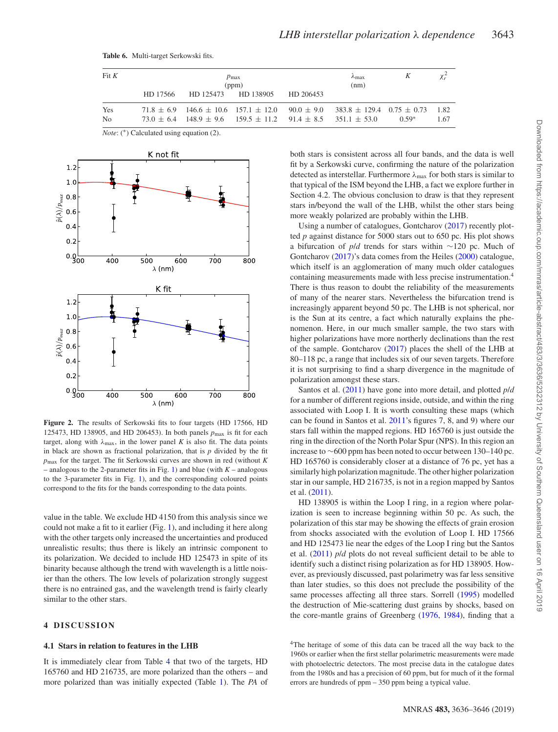**Table 6.** Multi-target Serkowski fits.

| Fit $K$ | $p_{max}$ (ppm) | | | | $\lambda_{max}$ (nm) | $K$ | $\chi_r^2$ |
|---|---|---|---|---|---|---|---|
| | HD 17566 | HD 125473 | HD 138905 | HD 206453 | | | |
| Yes | 71.8 ± 6.9 | 146.6 ± 10.6 | 157.1 ± 12.0 | 90.0 ± 9.0 | 383.8 ± 129.4 | 0.75 ± 0.73 | 1.82 |
| No | 73.0 ± 6.4 | 148.9 ± 9.6 | 159.5 ± 11.2 | 91.4 ± 8.5 | 351.1 ± 53.0 | 0.59* | 1.67 |

*Note*: (*) Calculated using equation (2).

**Figure 2.** The results of Serkowski fits to four targets (HD 17566, HD 125473, HD 138905, and HD 206453). In both panels $p_{max}$ is fit for each target, along with $\lambda_{max}$, in the lower panel $K$ is also fit. The data points in black are shown as fractional polarization, that is $p$ divided by the fit $p_{max}$ for the target. The fit Serkowski curves are shown in red (without $K$ – analogous to the 2-parameter fits in Fig. 1) and blue (with $K$ – analogous to the 3-parameter fits in Fig. 1), and the corresponding coloured points correspond to the fits for the bands corresponding to the data points.

value in the table. We exclude HD 4150 from this analysis since we could not make a fit to it earlier (Fig. 1), and including it here along with the other targets only increased the uncertainties and produced unrealistic results; thus there is likely an intrinsic component to its polarization. We decided to include HD 125473 in spite of its binarity because although the trend with wavelength is a little noisier than the others. The low levels of polarization strongly suggest there is no entrained gas, and the wavelength trend is fairly clearly similar to the other stars.

## 4 DISCUSSION

### 4.1 Stars in relation to features in the LHB

It is immediately clear from Table 4 that two of the targets, HD 165760 and HD 216735, are more polarized than the others – and more polarized than was initially expected (Table 1). The *PA* of both stars is consistent across all four bands, and the data is well fit by a Serkowski curve, confirming the nature of the polarization detected as interstellar. Furthermore $\lambda_{max}$ for both stars is similar to that typical of the ISM beyond the LHB, a fact we explore further in Section 4.2. The obvious conclusion to draw is that they represent stars in/beyond the wall of the LHB, whilst the other stars being more weakly polarized are probably within the LHB.

Using a number of catalogues, Gontcharov (2017) recently plotted $p$ against distance for 5000 stars out to 650 pc. His plot shows a bifurcation of $p/d$ trends for stars within ∼120 pc. Much of Gontcharov (2017)'s data comes from the Heiles (2000) catalogue, which itself is an agglomeration of many much older catalogues containing measurements made with less precise instrumentation.[4] There is thus reason to doubt the reliability of the measurements of many of the nearer stars. Nevertheless the bifurcation trend is increasingly apparent beyond 50 pc. The LHB is not spherical, nor is the Sun at its centre, a fact which naturally explains the phenomenon. Here, in our much smaller sample, the two stars with higher polarizations have more northerly declinations than the rest of the sample. Gontcharov (2017) places the shell of the LHB at 80–118 pc, a range that includes six of our seven targets. Therefore it is not surprising to find a sharp divergence in the magnitude of polarization amongst these stars.

Santos et al. (2011) have gone into more detail, and plotted $p/d$ for a number of different regions inside, outside, and within the ring associated with Loop I. It is worth consulting these maps (which can be found in Santos et al. 2011's figures 7, 8, and 9) where our stars fall within the mapped regions. HD 165760 is just outside the ring in the direction of the North Polar Spur (NPS). In this region an increase to ∼600 ppm has been noted to occur between 130–140 pc. HD 165760 is considerably closer at a distance of 76 pc, yet has a similarly high polarization magnitude. The other higher polarization star in our sample, HD 216735, is not in a region mapped by Santos et al. (2011).

HD 138905 is within the Loop I ring, in a region where polarization is seen to increase beginning within 50 pc. As such, the polarization of this star may be showing the effects of grain erosion from shocks associated with the evolution of Loop I. HD 17566 and HD 125473 lie near the edges of the Loop I ring but the Santos et al. (2011) $p/d$ plots do not reveal sufficient detail to be able to identify such a distinct rising polarization as for HD 138905. However, as previously discussed, past polarimetry was far less sensitive than later studies, so this does not preclude the possibility of the same processes affecting all three stars. Sorrell (1995) modelled the destruction of Mie-scattering dust grains by shocks, based on the core-mantle grains of Greenberg (1976, 1984), finding that a

[4] The heritage of some of this data can be traced all the way back to the 1960s or earlier when the first stellar polarimetric measurements were made with photoelectric detectors. The most precise data in the catalogue dates from the 1980s and has a precision of 60 ppm, but for much of it the formal errors are hundreds of ppm – 350 ppm being a typical value.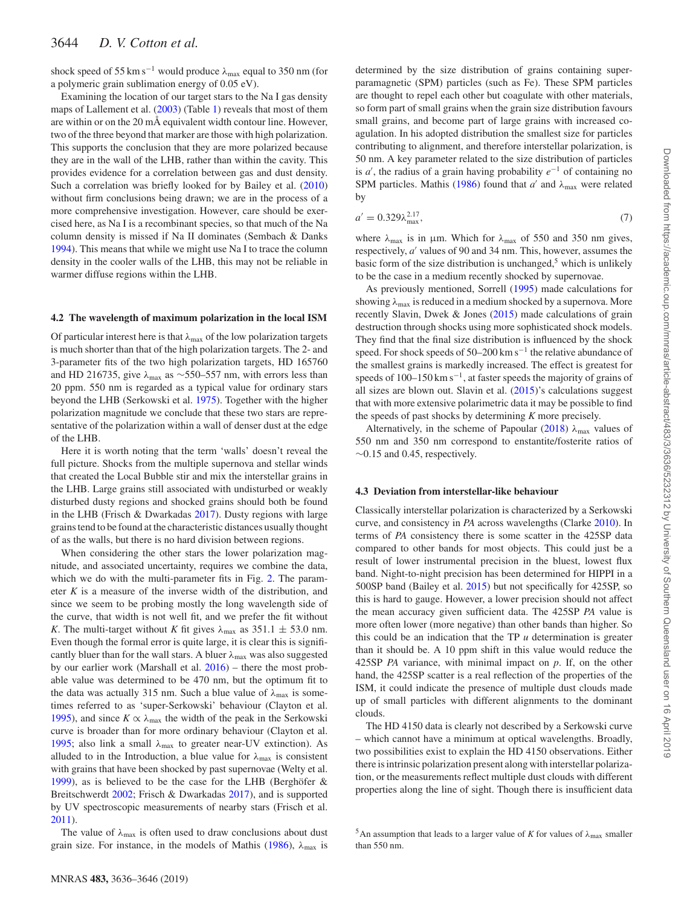shock speed of 55 km s$^{-1}$ would produce $\lambda_{max}$ equal to 350 nm (for a polymeric grain sublimation energy of 0.05 eV).

Examining the location of our target stars to the Na I gas density maps of Lallement et al. (2003) (Table 1) reveals that most of them are within or on the 20 mÅ equivalent width contour line. However, two of the three beyond that marker are those with high polarization. This supports the conclusion that they are more polarized because they are in the wall of the LHB, rather than within the cavity. This provides evidence for a correlation between gas and dust density. Such a correlation was briefly looked for by Bailey et al. (2010) without firm conclusions being drawn; we are in the process of a more comprehensive investigation. However, care should be exercised here, as Na I is a recombinant species, so that much of the Na column density is missed if Na II dominates (Sembach & Danks 1994). This means that while we might use Na I to trace the column density in the cooler walls of the LHB, this may not be reliable in warmer diffuse regions within the LHB.

### 4.2 The wavelength of maximum polarization in the local ISM

Of particular interest here is that $\lambda_{max}$ of the low polarization targets is much shorter than that of the high polarization targets. The 2- and 3-parameter fits of the two high polarization targets, HD 165760 and HD 216735, give $\lambda_{max}$ as ~550–557 nm, with errors less than 20 ppm. 550 nm is regarded as a typical value for ordinary stars beyond the LHB (Serkowski et al. 1975). Together with the higher polarization magnitude we conclude that these two stars are representative of the polarization within a wall of denser dust at the edge of the LHB.

Here it is worth noting that the term 'walls' doesn't reveal the full picture. Shocks from the multiple supernova and stellar winds that created the Local Bubble stir and mix the interstellar grains in the LHB. Large grains still associated with undisturbed or weakly disturbed dusty regions and shocked grains should both be found in the LHB (Frisch & Dwarkadas 2017). Dusty regions with large grains tend to be found at the characteristic distances usually thought of as the walls, but there is no hard division between regions.

When considering the other stars the lower polarization magnitude, and associated uncertainty, requires we combine the data, which we do with the multi-parameter fits in Fig. 2. The parameter $K$ is a measure of the inverse width of the distribution, and since we seem to be probing mostly the long wavelength side of the curve, that width is not well fit, and we prefer the fit without $K$. The multi-target without $K$ fit gives $\lambda_{max}$ as 351.1 ± 53.0 nm. Even though the formal error is quite large, it is clear this is significantly bluer than for the wall stars. A bluer $\lambda_{max}$ was also suggested by our earlier work (Marshall et al. 2016) – there the most probable value was determined to be 470 nm, but the optimum fit to the data was actually 315 nm. Such a blue value of $\lambda_{max}$ is sometimes referred to as 'super-Serkowski' behaviour (Clayton et al. 1995), and since $K \propto \lambda_{max}$ the width of the peak in the Serkowski curve is broader than for more ordinary behaviour (Clayton et al. 1995; also link a small $\lambda_{max}$ to greater near-UV extinction). As alluded to in the Introduction, a blue value for $\lambda_{max}$ is consistent with grains that have been shocked by past supernovae (Welty et al. 1999), as is believed to be the case for the LHB (Berghöfer & Breitschwerdt 2002; Frisch & Dwarkadas 2017), and is supported by UV spectroscopic measurements of nearby stars (Frisch et al. 2011).

The value of $\lambda_{max}$ is often used to draw conclusions about dust grain size. For instance, in the models of Mathis (1986), $\lambda_{max}$ is determined by the size distribution of grains containing super-paramagnetic (SPM) particles (such as Fe). These SPM particles are thought to repel each other but coagulate with other materials, so form part of small grains when the grain size distribution favours small grains, and become part of large grains with increased coagulation. In his adopted distribution the smallest size for particles contributing to alignment, and therefore interstellar polarization, is 50 nm. A key parameter related to the size distribution of particles is $a'$, the radius of a grain having probability $e^{-1}$ of containing no SPM particles. Mathis (1986) found that $a'$ and $\lambda_{max}$ were related by

$$a' = 0.329\lambda_{max}^{2.17}, \tag{7}$$

where $\lambda_{max}$ is in μm. Which for $\lambda_{max}$ of 550 and 350 nm gives, respectively, $a'$ values of 90 and 34 nm. This, however, assumes the basic form of the size distribution is unchanged,[5] which is unlikely to be the case in a medium recently shocked by supernovae.

As previously mentioned, Sorrell (1995) made calculations for showing $\lambda_{max}$ is reduced in a medium shocked by a supernova. More recently Slavin, Dwek & Jones (2015) made calculations of grain destruction through shocks using more sophisticated shock models. They find that the final size distribution is influenced by the shock speed. For shock speeds of 50–200 km s$^{-1}$ the relative abundance of the smallest grains is markedly increased. The effect is greatest for speeds of 100–150 km s$^{-1}$, at faster speeds the majority of grains of all sizes are blown out. Slavin et al. (2015)'s calculations suggest that with more extensive polarimetric data it may be possible to find the speeds of past shocks by determining $K$ more precisely.

Alternatively, in the scheme of Papoular (2018) $\lambda_{max}$ values of 550 nm and 350 nm correspond to enstantite/fosterite ratios of ~0.15 and 0.45, respectively.

### 4.3 Deviation from interstellar-like behaviour

Classically interstellar polarization is characterized by a Serkowski curve, and consistency in $PA$ across wavelengths (Clarke 2010). In terms of $PA$ consistency there is some scatter in the 425SP data compared to other bands for most objects. This could just be a result of lower instrumental precision in the bluest, lowest flux band. Night-to-night precision has been determined for HIPPI in a 500SP band (Bailey et al. 2015) but not specifically for 425SP, so this is hard to gauge. However, a lower precision should not affect the mean accuracy given sufficient data. The 425SP $PA$ value is more often lower (more negative) than other bands than higher. So this could be an indication that the TP $u$ determination is greater than it should be. A 10 ppm shift in this value would reduce the 425SP $PA$ variance, with minimal impact on $p$. If, on the other hand, the 425SP scatter is a real reflection of the properties of the ISM, it could indicate the presence of multiple dust clouds made up of small particles with different alignments to the dominant clouds.

The HD 4150 data is clearly not described by a Serkowski curve – which cannot have a minimum at optical wavelengths. Broadly, two possibilities exist to explain the HD 4150 observations. Either there is intrinsic polarization present along with interstellar polarization, or the measurements reflect multiple dust clouds with different properties along the line of sight. Though there is insufficient data

[5] An assumption that leads to a larger value of $K$ for values of $\lambda_{max}$ smaller than 550 nm.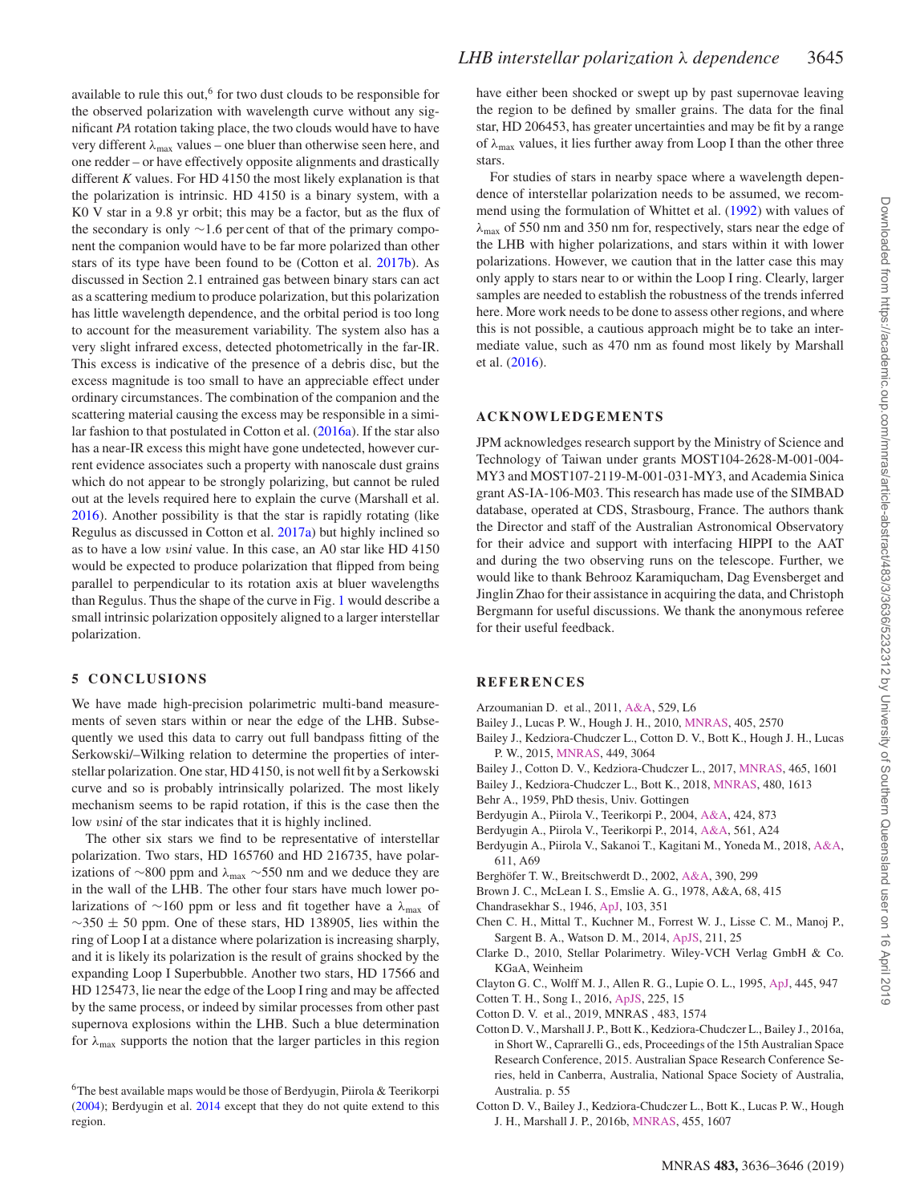available to rule this out,[6] for two dust clouds to be responsible for the observed polarization with wavelength curve without any significant *PA* rotation taking place, the two clouds would have to have very different $\lambda_{max}$ values – one bluer than otherwise seen here, and one redder – or have effectively opposite alignments and drastically different *K* values. For HD 4150 the most likely explanation is that the polarization is intrinsic. HD 4150 is a binary system, with a K0 V star in a 9.8 yr orbit; this may be a factor, but as the flux of the secondary is only ∼1.6 per cent of that of the primary component the companion would have to be far more polarized than other stars of its type have been found to be (Cotton et al. 2017b). As discussed in Section 2.1 entrained gas between binary stars can act as a scattering medium to produce polarization, but this polarization has little wavelength dependence, and the orbital period is too long to account for the measurement variability. The system also has a very slight infrared excess, detected photometrically in the far-IR. This excess is indicative of the presence of a debris disc, but the excess magnitude is too small to have an appreciable effect under ordinary circumstances. The combination of the companion and the scattering material causing the excess may be responsible in a similar fashion to that postulated in Cotton et al. (2016a). If the star also has a near-IR excess this might have gone undetected, however current evidence associates such a property with nanoscale dust grains which do not appear to be strongly polarizing, but cannot be ruled out at the levels required here to explain the curve (Marshall et al. 2016). Another possibility is that the star is rapidly rotating (like Regulus as discussed in Cotton et al. 2017a) but highly inclined so as to have a low $v\sin i$ value. In this case, an A0 star like HD 4150 would be expected to produce polarization that flipped from being parallel to perpendicular to its rotation axis at bluer wavelengths than Regulus. Thus the shape of the curve in Fig. 1 would describe a small intrinsic polarization oppositely aligned to a larger interstellar polarization.

## 5 CONCLUSIONS

We have made high-precision polarimetric multi-band measurements of seven stars within or near the edge of the LHB. Subsequently we used this data to carry out full bandpass fitting of the Serkowski/–Wilking relation to determine the properties of interstellar polarization. One star, HD 4150, is not well fit by a Serkowski curve and so is probably intrinsically polarized. The most likely mechanism seems to be rapid rotation, if this is the case then the low $v\sin i$ of the star indicates that it is highly inclined.

The other six stars we find to be representative of interstellar polarization. Two stars, HD 165760 and HD 216735, have polarizations of ∼800 ppm and $\lambda_{max}$ ∼550 nm and we deduce they are in the wall of the LHB. The other four stars have much lower polarizations of ∼160 ppm or less and fit together have a $\lambda_{max}$ of ∼350 ± 50 ppm. One of these stars, HD 138905, lies within the ring of Loop I at a distance where polarization is increasing sharply, and it is likely its polarization is the result of grains shocked by the expanding Loop I Superbubble. Another two stars, HD 17566 and HD 125473, lie near the edge of the Loop I ring and may be affected by the same process, or indeed by similar processes from other past supernova explosions within the LHB. Such a blue determination for $\lambda_{max}$ supports the notion that the larger particles in this region have either been shocked or swept up by past supernovae leaving the region to be defined by smaller grains. The data for the final star, HD 206453, has greater uncertainties and may be fit by a range of $\lambda_{max}$ values, it lies further away from Loop I than the other three stars.

For studies of stars in nearby space where a wavelength dependence of interstellar polarization needs to be assumed, we recommend using the formulation of Whittet et al. (1992) with values of $\lambda_{max}$ of 550 nm and 350 nm for, respectively, stars near the edge of the LHB with higher polarizations, and stars within it with lower polarizations. However, we caution that in the latter case this may only apply to stars near to or within the Loop I ring. Clearly, larger samples are needed to establish the robustness of the trends inferred here. More work needs to be done to assess other regions, and where this is not possible, a cautious approach might be to take an intermediate value, such as 470 nm as found most likely by Marshall et al. (2016).

[6]The best available maps would be those of Berdyugin, Piirola & Teerikorpi (2004); Berdyugin et al. 2014 except that they do not quite extend to this region.

## ACKNOWLEDGEMENTS

JPM acknowledges research support by the Ministry of Science and Technology of Taiwan under grants MOST104-2628-M-001-004-MY3 and MOST107-2119-M-001-031-MY3, and Academia Sinica grant AS-IA-106-M03. This research has made use of the SIMBAD database, operated at CDS, Strasbourg, France. The authors thank the Director and staff of the Australian Astronomical Observatory for their advice and support with interfacing HIPPI to the AAT and during the two observing runs on the telescope. Further, we would like to thank Behrooz Karamiqucham, Dag Evensberget and Jinglin Zhao for their assistance in acquiring the data, and Christoph Bergmann for useful discussions. We thank the anonymous referee for their useful feedback.

## REFERENCES

Arzoumanian D. et al., 2011, A&A, 529, L6
Bailey J., Lucas P. W., Hough J. H., 2010, MNRAS, 405, 2570
Bailey J., Kedziora-Chudczer L., Cotton D. V., Bott K., Hough J. H., Lucas P. W., 2015, MNRAS, 449, 3064
Bailey J., Cotton D. V., Kedziora-Chudczer L., 2017, MNRAS, 465, 1601
Bailey J., Kedziora-Chudczer L., Bott K., 2018, MNRAS, 480, 1613
Behr A., 1959, PhD thesis, Univ. Gottingen
Berdyugin A., Piirola V., Teerikorpi P., 2004, A&A, 424, 873
Berdyugin A., Piirola V., Teerikorpi P., 2014, A&A, 561, A24
Berdyugin A., Piirola V., Sakanoi T., Kagitani M., Yoneda M., 2018, A&A, 611, A69
Berghöfer T. W., Breitschwerdt D., 2002, A&A, 390, 299
Brown J. C., McLean I. S., Emslie A. G., 1978, A&A, 68, 415
Chandrasekhar S., 1946, ApJ, 103, 351
Chen C. H., Mittal T., Kuchner M., Forrest W. J., Lisse C. M., Manoj P., Sargent B. A., Watson D. M., 2014, ApJS, 211, 25
Clarke D., 2010, Stellar Polarimetry. Wiley-VCH Verlag GmbH & Co. KGaA, Weinheim
Clayton G. C., Wolff M. J., Allen R. G., Lupie O. L., 1995, ApJ, 445, 947
Cotten T. H., Song I., 2016, ApJS, 225, 15
Cotton D. V. et al., 2019, MNRAS , 483, 1574
Cotton D. V., Marshall J. P., Bott K., Kedziora-Chudczer L., Bailey J., 2016a, in Short W., Caprarelli G., eds, Proceedings of the 15th Australian Space Research Conference, 2015. Australian Space Research Conference Series, held in Canberra, Australia, National Space Society of Australia, Australia. p. 55
Cotton D. V., Bailey J., Kedziora-Chudczer L., Bott K., Lucas P. W., Hough J. H., Marshall J. P., 2016b, MNRAS, 455, 1607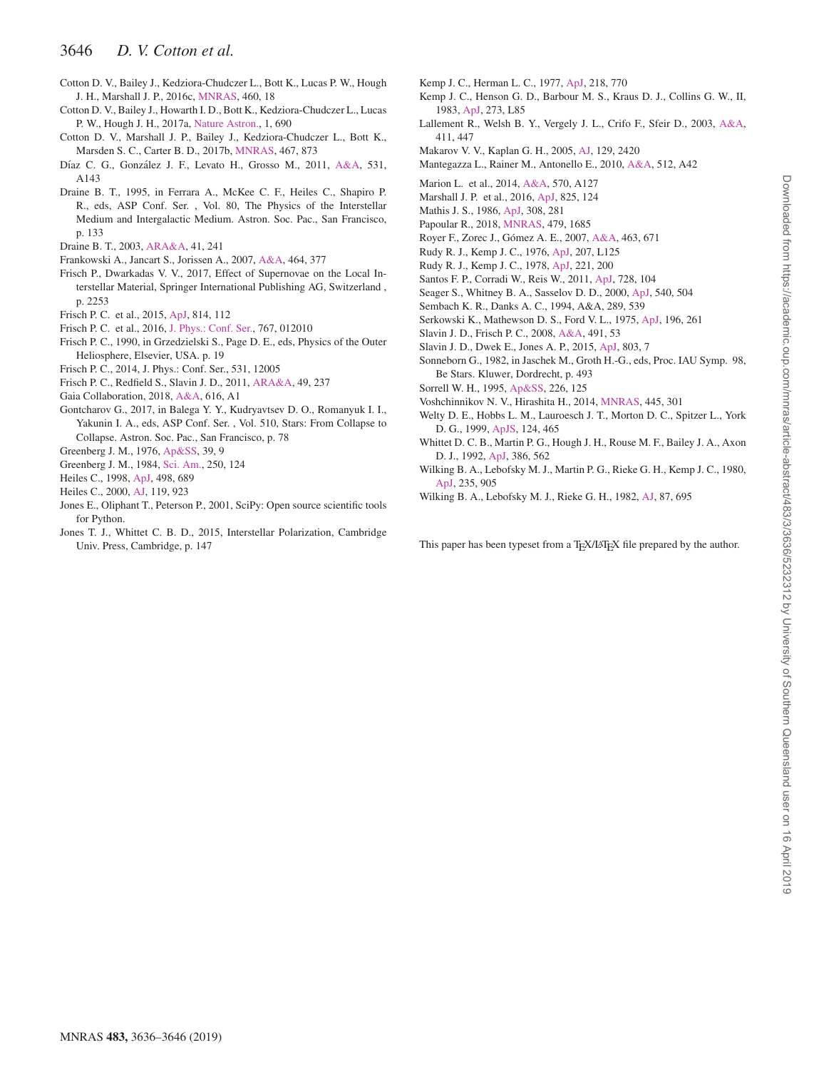Cotton D. V., Bailey J., Kedziora-Chudczer L., Bott K., Lucas P. W., Hough J. H., Marshall J. P., 2016c, MNRAS, 460, 18

Cotton D. V., Bailey J., Howarth I. D., Bott K., Kedziora-Chudczer L., Lucas P. W., Hough J. H., 2017a, Nature Astron., 1, 690

Cotton D. V., Marshall J. P., Bailey J., Kedziora-Chudczer L., Bott K., Marsden S. C., Carter B. D., 2017b, MNRAS, 467, 873

Díaz C. G., González J. F., Levato H., Grosso M., 2011, A&A, 531, A143

Draine B. T., 1995, in Ferrara A., McKee C. F., Heiles C., Shapiro P. R., eds, ASP Conf. Ser. , Vol. 80, The Physics of the Interstellar Medium and Intergalactic Medium. Astron. Soc. Pac., San Francisco, p. 133

Draine B. T., 2003, ARA&A, 41, 241

Frankowski A., Jancart S., Jorissen A., 2007, A&A, 464, 377

Frisch P., Dwarkadas V. V., 2017, Effect of Supernovae on the Local Interstellar Material, Springer International Publishing AG, Switzerland , p. 2253

Frisch P. C. et al., 2015, ApJ, 814, 112

Frisch P. C. et al., 2016, J. Phys.: Conf. Ser., 767, 012010

Frisch P. C., 1990, in Grzedzielski S., Page D. E., eds, Physics of the Outer Heliosphere, Elsevier, USA. p. 19

Frisch P. C., 2014, J. Phys.: Conf. Ser., 531, 12005

Frisch P. C., Redfield S., Slavin J. D., 2011, ARA&A, 49, 237

Gaia Collaboration, 2018, A&A, 616, A1

Gontcharov G., 2017, in Balega Y. Y., Kudryavtsev D. O., Romanyuk I. I., Yakunin I. A., eds, ASP Conf. Ser. , Vol. 510, Stars: From Collapse to Collapse. Astron. Soc. Pac., San Francisco, p. 78

Greenberg J. M., 1976, Ap&SS, 39, 9

Greenberg J. M., 1984, Sci. Am., 250, 124

Heiles C., 1998, ApJ, 498, 689

Heiles C., 2000, AJ, 119, 923

Jones E., Oliphant T., Peterson P., 2001, SciPy: Open source scientific tools for Python.

Jones T. J., Whittet C. B. D., 2015, Interstellar Polarization, Cambridge Univ. Press, Cambridge, p. 147

Kemp J. C., Herman L. C., 1977, ApJ, 218, 770

Kemp J. C., Henson G. D., Barbour M. S., Kraus D. J., Collins G. W., II, 1983, ApJ, 273, L85

Lallement R., Welsh B. Y., Vergely J. L., Crifo F., Sfeir D., 2003, A&A, 411, 447

Makarov V. V., Kaplan G. H., 2005, AJ, 129, 2420

Mantegazza L., Rainer M., Antonello E., 2010, A&A, 512, A42

Marion L. et al., 2014, A&A, 570, A127

Marshall J. P. et al., 2016, ApJ, 825, 124

Mathis J. S., 1986, ApJ, 308, 281

Papoular R., 2018, MNRAS, 479, 1685

Royer F., Zorec J., Gómez A. E., 2007, A&A, 463, 671

Rudy R. J., Kemp J. C., 1976, ApJ, 207, L125

Rudy R. J., Kemp J. C., 1978, ApJ, 221, 200

Santos F. P., Corradi W., Reis W., 2011, ApJ, 728, 104

Seager S., Whitney B. A., Sasselov D. D., 2000, ApJ, 540, 504

Sembach K. R., Danks A. C., 1994, A&A, 289, 539

Serkowski K., Mathewson D. S., Ford V. L., 1975, ApJ, 196, 261

Slavin J. D., Frisch P. C., 2008, A&A, 491, 53

Slavin J. D., Dwek E., Jones A. P., 2015, ApJ, 803, 7

Sonneborn G., 1982, in Jaschek M., Groth H.-G., eds, Proc. IAU Symp. 98, Be Stars. Kluwer, Dordrecht, p. 493

Sorrell W. H., 1995, Ap&SS, 226, 125

Voshchinnikov N. V., Hirashita H., 2014, MNRAS, 445, 301

Welty D. E., Hobbs L. M., Lauroesch J. T., Morton D. C., Spitzer L., York D. G., 1999, ApJS, 124, 465

Whittet D. C. B., Martin P. G., Hough J. H., Rouse M. F., Bailey J. A., Axon D. J., 1992, ApJ, 386, 562

Wilking B. A., Lebofsky M. J., Martin P. G., Rieke G. H., Kemp J. C., 1980, ApJ, 235, 905

Wilking B. A., Lebofsky M. J., Rieke G. H., 1982, AJ, 87, 695

This paper has been typeset from a TEX/LATEX file prepared by the author.